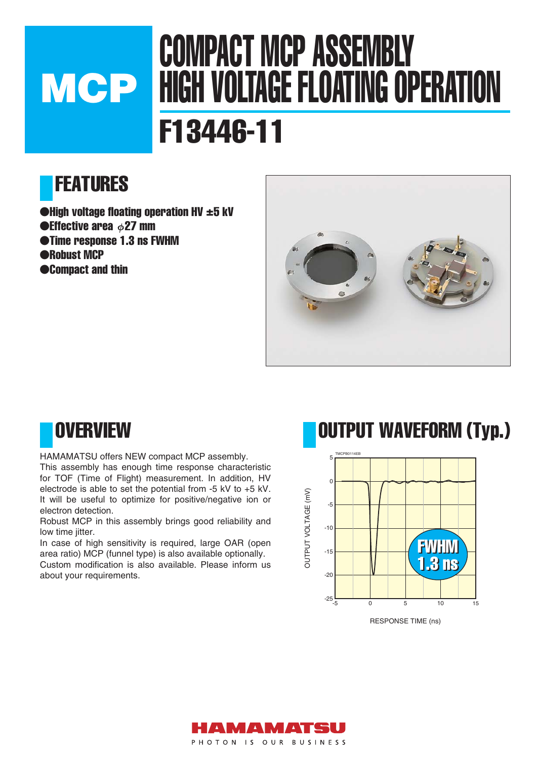# MCP

# COMPACT MCP ASSEMBLY HIGH VOLTAGE FLOATING OPERATION

# F13446-11

## FEATURES

- High voltage floating operation HV ±5 kV
- Effective area $\phi$27 mm
- Time response 1.3 ns FWHM
- Robust MCP
- Compact and thin

## OVERVIEW

HAMAMATSU offers NEW compact MCP assembly.
This assembly has enough time response characteristic for TOF (Time of Flight) measurement. In addition, HV electrode is able to set the potential from -5 kV to +5 kV. It will be useful to optimize for positive/negative ion or electron detection.
Robust MCP in this assembly brings good reliability and low time jitter.
In case of high sensitivity is required, large OAR (open area ratio) MCP (funnel type) is also available optionally.
Custom modification is also available. Please inform us about your requirements.

## OUTPUT WAVEFORM (Typ.)

TMCPB0114EB

FWHM 1.3 ns

OUTPUT VOLTAGE (mV)

RESPONSE TIME (ns)

HAMAMATSU
PHOTON IS OUR BUSINESS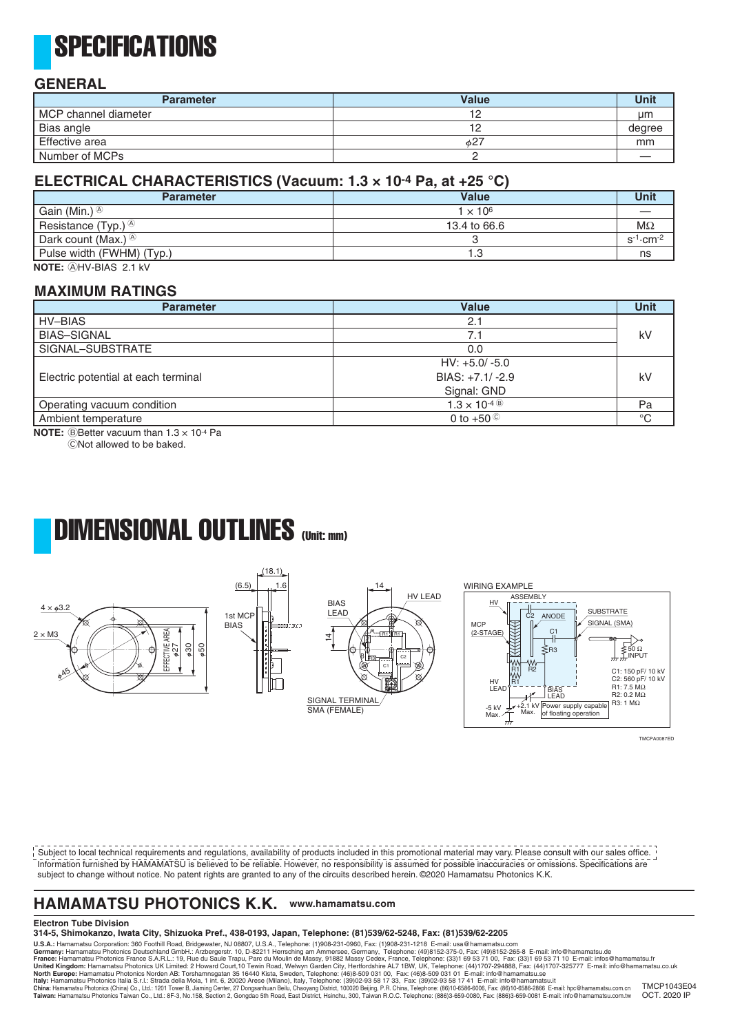# SPECIFICATIONS

## GENERAL

| Parameter | Value | Unit |
|---|---|---|
| MCP channel diameter | 12 | μm |
| Bias angle | 12 | degree |
| Effective area | ϕ27 | mm |
| Number of MCPs | 2 | — |

## ELECTRICAL CHARACTERISTICS (Vacuum: 1.3 × 10-4 Pa, at +25 °C)

| Parameter | Value | Unit |
|---|---|---|
| Gain (Min.) Ⓐ | $1 \times 10^6$ | — |
| Resistance (Typ.) Ⓐ | 13.4 to 66.6 | MΩ |
| Dark count (Max.) Ⓐ | 3 | $s^{-1} \cdot cm^{-2}$ |
| Pulse width (FWHM) (Typ.) | 1.3 | ns |

**NOTE:** ⒶHV-BIAS 2.1 kV

## MAXIMUM RATINGS

| Parameter | Value | Unit |
|---|---|---|
| HV–BIAS | 2.1 | kV |
| BIAS–SIGNAL | 7.1 | kV |
| SIGNAL–SUBSTRATE | 0.0 | kV |
| Electric potential at each terminal | HV: +5.0/ -5.0<br>BIAS: +7.1/ -2.9<br>Signal: GND | kV |
| Operating vacuum condition | $1.3 \times 10^{-4}$ Ⓑ | Pa |
| Ambient temperature | 0 to +50 Ⓒ | °C |

**NOTE:** ⒷBetter vacuum than $1.3 \times 10^{-4}$ Pa
ⒸNot allowed to be baked.

# DIMENSIONAL OUTLINES (Unit: mm)

4 × ϕ3.2
2 × M3
ϕ45
EFFECTIVE AREA ϕ27
ϕ30
ϕ50
(18.1)
(6.5)
1.6
1st MCP BIAS
14
BIAS LEAD
HV LEAD
14
SIGNAL TERMINAL SMA (FEMALE)

WIRING EXAMPLE
ASSEMBLY
HV
C2
ANODE
SUBSTRATE
SIGNAL (SMA)
MCP (2-STAGE)
C1
R3
50 Ω INPUT
R1
R2
R1
HV LEAD
BIAS LEAD
-5 kV Max.
+2.1 kV Max.
Power supply capable of floating operation
C1: 150 pF/ 10 kV
C2: 560 pF/ 10 kV
R1: 7.5 MΩ
R2: 0.2 MΩ
R3: 1 MΩ

TMCPA0087ED

Subject to local technical requirements and regulations, availability of products included in this promotional material may vary. Please consult with our sales office.
Information furnished by HAMAMATSU is believed to be reliable. However, no responsibility is assumed for possible inaccuracies or omissions. Specifications are subject to change without notice. No patent rights are granted to any of the circuits described herein. ©2020 Hamamatsu Photonics K.K.

## HAMAMATSU PHOTONICS K.K. www.hamamatsu.com

**Electron Tube Division**
**314-5, Shimokanzo, Iwata City, Shizuoka Pref., 438-0193, Japan, Telephone: (81)539/62-5248, Fax: (81)539/62-2205**

**U.S.A.:** Hamamatsu Corporation: 360 Foothill Road, Bridgewater, NJ 08807, U.S.A., Telephone: (1)908-231-0960, Fax: (1)908-231-1218 E-mail: usa@hamamatsu.com
**Germany:** Hamamatsu Photonics Deutschland GmbH.: Arzbergerstr. 10, D-82211 Herrsching am Ammersee, Germany, Telephone: (49)8152-375-0, Fax: (49)8152-265-8 E-mail: info@hamamatsu.de
**France:** Hamamatsu Photonics France S.A.R.L.: 19, Rue du Saule Trapu, Parc du Moulin de Massy, 91882 Massy Cedex, France, Telephone: (33)1 69 53 71 00, Fax: (33)1 69 53 71 10 E-mail: infos@hamamatsu.fr
**United Kingdom:** Hamamatsu Photonics UK Limited: 2 Howard Court,10 Tewin Road, Welwyn Garden City, Hertfordshire AL7 1BW, UK, Telephone: (44)1707-294888, Fax: (44)1707-325777 E-mail: info@hamamatsu.co.uk
**North Europe:** Hamamatsu Photonics Norden AB: Torshamnsgatan 35 16440 Kista, Sweden, Telephone: (46)8-509 031 00, Fax: (46)8-509 031 01 E-mail: info@hamamatsu.se
**Italy:** Hamamatsu Photonics Italia S.r.l.: Strada della Moia, 1 int. 6, 20020 Arese (Milano), Italy, Telephone: (39)02-93 58 17 33, Fax: (39)02-93 58 17 41 E-mail: info@hamamatsu.it
**China:** Hamamatsu Photonics (China) Co., Ltd.: 1201 Tower B, Jiaming Center, 27 Dongsanhuan Beilu, Chaoyang District, 100020 Beijing, P.R. China, Telephone: (86)10-6586-6006, Fax: (86)10-6586-2866 E-mail: hpc@hamamatsu.com.cn
**Taiwan:** Hamamatsu Photonics Taiwan Co., Ltd.: 8F-3, No.158, Section 2, Gongdao 5th Road, East District, Hsinchu, 300, Taiwan R.O.C. Telephone: (886)3-659-0080, Fax: (886)3-659-0081 E-mail: info@hamamatsu.com.tw

TMCP1043E04
OCT. 2020 IP